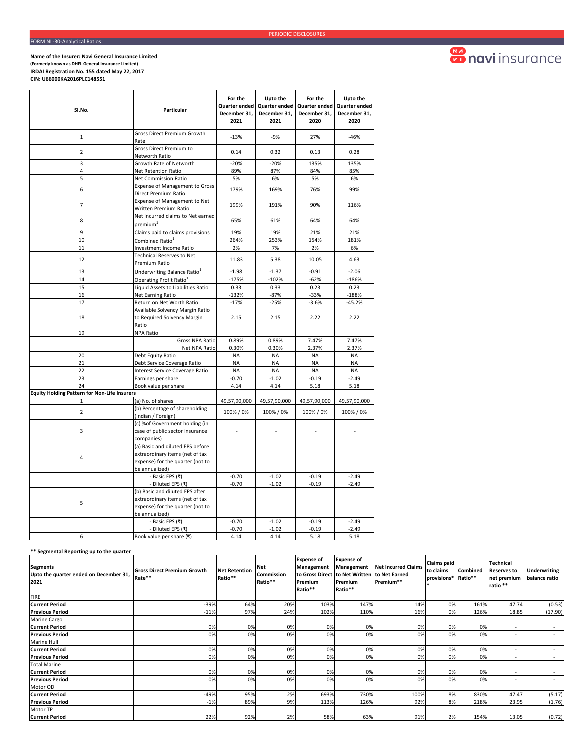PERIODIC DISCLOSURES

FORM NL-30-Analytical Ratios

**Name of the Insurer: Navi General Insurance Limited**
**(Formerly known as DHFL General Insurance Limited)**
**IRDAI Registration No. 155 dated May 22, 2017**
**CIN: U66000KA2016PLC148551**

| Sl.No. | Particular | For the Quarter ended December 31, 2021 | Upto the Quarter ended December 31, 2021 | For the Quarter ended December 31, 2020 | Upto the Quarter ended December 31, 2020 |
|---|---|---|---|---|---|
| 1 | Gross Direct Premium Growth Rate | -13% | -9% | 27% | -46% |
| 2 | Gross Direct Premium to Networth Ratio | 0.14 | 0.32 | 0.13 | 0.28 |
| 3 | Growth Rate of Networth | -20% | -20% | 135% | 135% |
| 4 | Net Retention Ratio | 89% | 87% | 84% | 85% |
| 5 | Net Commission Ratio | 5% | 6% | 5% | 6% |
| 6 | Expense of Management to Gross Direct Premium Ratio | 179% | 169% | 76% | 99% |
| 7 | Expense of Management to Net Written Premium Ratio | 199% | 191% | 90% | 116% |
| 8 | Net incurred claims to Net earned premium[1] | 65% | 61% | 64% | 64% |
| 9 | Claims paid to claims provisions | 19% | 19% | 21% | 21% |
| 10 | Combined Ratio[1] | 264% | 253% | 154% | 181% |
| 11 | Investment Income Ratio | 2% | 7% | 2% | 6% |
| 12 | Technical Reserves to Net Premium Ratio | 11.83 | 5.38 | 10.05 | 4.63 |
| 13 | Underwriting Balance Ratio[1] | -1.98 | -1.37 | -0.91 | -2.06 |
| 14 | Operating Profit Ratio[1] | -175% | -102% | -62% | -186% |
| 15 | Liquid Assets to Liabilities Ratio | 0.33 | 0.33 | 0.23 | 0.23 |
| 16 | Net Earning Ratio | -132% | -87% | -33% | -188% |
| 17 | Return on Net Worth Ratio | -17% | -25% | -3.6% | -45.2% |
| 18 | Available Solvency Margin Ratio to Required Solvency Margin Ratio | 2.15 | 2.15 | 2.22 | 2.22 |
| 19 | NPA Ratio | | | | |
| | Gross NPA Ratio | 0.89% | 0.89% | 7.47% | 7.47% |
| | Net NPA Ratio | 0.30% | 0.30% | 2.37% | 2.37% |
| 20 | Debt Equity Ratio | NA | NA | NA | NA |
| 21 | Debt Service Coverage Ratio | NA | NA | NA | NA |
| 22 | Interest Service Coverage Ratio | NA | NA | NA | NA |
| 23 | Earnings per share | -0.70 | -1.02 | -0.19 | -2.49 |
| 24 | Book value per share | 4.14 | 4.14 | 5.18 | 5.18 |
| **Equity Holding Pattern for Non-Life Insurers** | | | | | |
| 1 | (a) No. of shares | 49,57,90,000 | 49,57,90,000 | 49,57,90,000 | 49,57,90,000 |
| 2 | (b) Percentage of shareholding (Indian / Foreign) | 100% / 0% | 100% / 0% | 100% / 0% | 100% / 0% |
| 3 | (c) %of Government holding (in case of public sector insurance companies) | - | - | - | - |
| 4 | (a) Basic and diluted EPS before extraordinary items (net of tax expense) for the quarter (not to be annualized) | | | | |
| | - Basic EPS (₹) | -0.70 | -1.02 | -0.19 | -2.49 |
| | - Diluted EPS (₹) | -0.70 | -1.02 | -0.19 | -2.49 |
| 5 | (b) Basic and diluted EPS after extraordinary items (net of tax expense) for the quarter (not to be annualized) | | | | |
| | - Basic EPS (₹) | -0.70 | -1.02 | -0.19 | -2.49 |
| | - Diluted EPS (₹) | -0.70 | -1.02 | -0.19 | -2.49 |
| 6 | Book value per share (₹) | 4.14 | 4.14 | 5.18 | 5.18 |

**** Segmental Reporting up to the quarter**

| Segments Upto the quarter ended on December 31, 2021 | Gross Direct Premium Growth Rate** | Net Retention Ratio** | Net Commission Ratio** | Expense of Management to Gross Direct Premium Ratio** | Expense of Management to Net Written Premium Ratio** | Net Incurred Claims to Net Earned Premium** | Claims paid to claims provisions** | Combined Ratio** | Technical Reserves to net premium ratio ** | Underwriting balance ratio |
|---|---|---|---|---|---|---|---|---|---|---|
| FIRE | | | | | | | | | | |
| **Current Period** | -39% | 64% | 20% | 103% | 147% | 14% | 0% | 161% | 47.74 | (0.53) |
| **Previous Period** | -11% | 97% | 24% | 102% | 110% | 16% | 0% | 126% | 18.85 | (17.90) |
| Marine Cargo | | | | | | | | | | |
| **Current Period** | 0% | 0% | 0% | 0% | 0% | 0% | 0% | 0% | - | - |
| **Previous Period** | 0% | 0% | 0% | 0% | 0% | 0% | 0% | 0% | - | - |
| Marine Hull | | | | | | | | | | |
| **Current Period** | 0% | 0% | 0% | 0% | 0% | 0% | 0% | 0% | - | - |
| **Previous Period** | 0% | 0% | 0% | 0% | 0% | 0% | 0% | 0% | - | - |
| Total Marine | | | | | | | | | | |
| **Current Period** | 0% | 0% | 0% | 0% | 0% | 0% | 0% | 0% | - | - |
| **Previous Period** | 0% | 0% | 0% | 0% | 0% | 0% | 0% | 0% | - | - |
| Motor OD | | | | | | | | | | |
| **Current Period** | -49% | 95% | 2% | 693% | 730% | 100% | 8% | 830% | 47.47 | (5.17) |
| **Previous Period** | -1% | 89% | 9% | 113% | 126% | 92% | 8% | 218% | 23.95 | (1.76) |
| Motor TP | | | | | | | | | | |
| **Current Period** | 22% | 92% | 2% | 58% | 63% | 91% | 2% | 154% | 13.05 | (0.72) |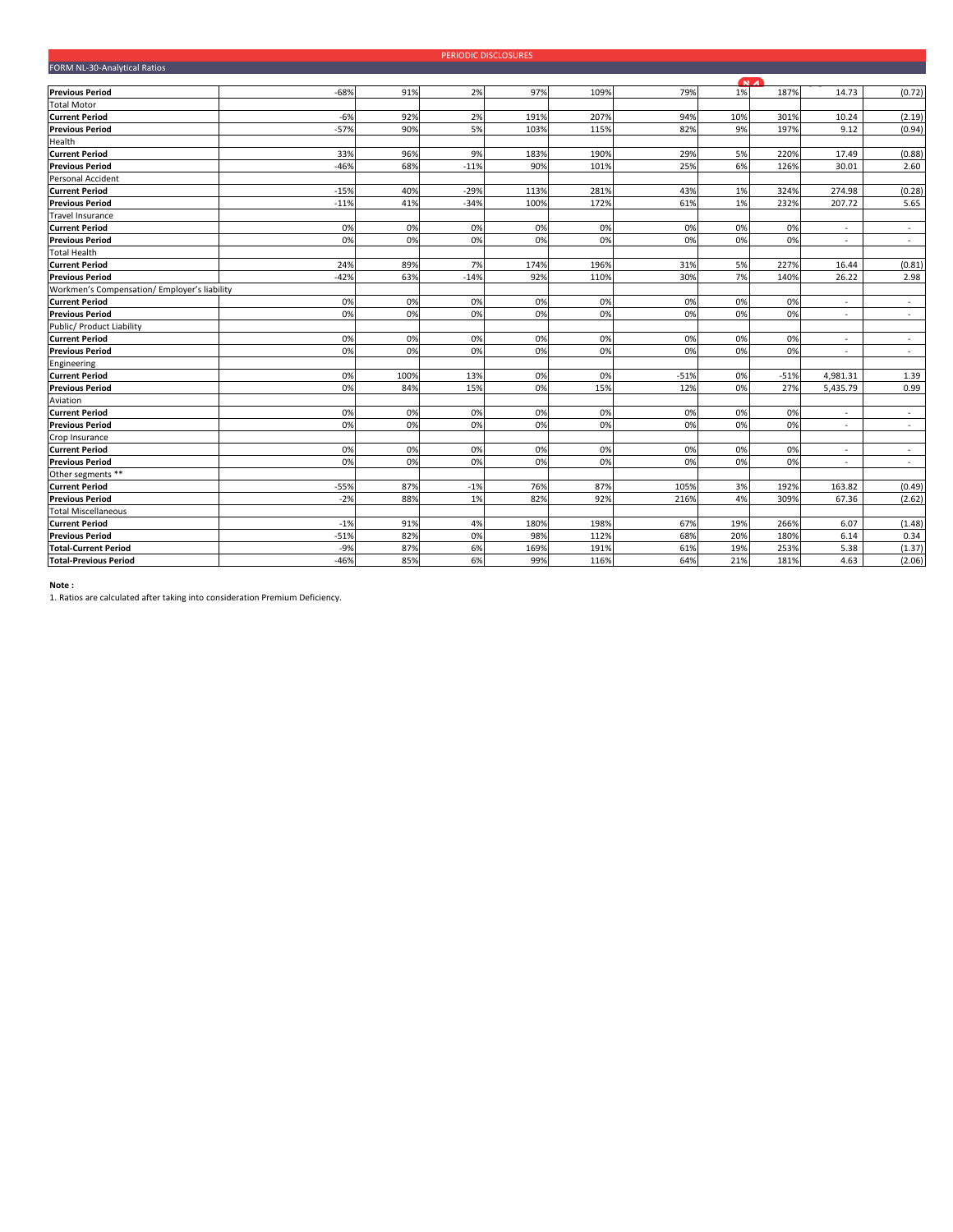PERIODIC DISCLOSURES

FORM NL-30-Analytical Ratios

| | | | | | | | | | | |
|---|---|---|---|---|---|---|---|---|---|---|
| **Previous Period** | -68% | 91% | 2% | 97% | 109% | 79% | 1% | 187% | 14.73 | (0.72) |
| Total Motor | | | | | | | | | | |
| **Current Period** | -6% | 92% | 2% | 191% | 207% | 94% | 10% | 301% | 10.24 | (2.19) |
| **Previous Period** | -57% | 90% | 5% | 103% | 115% | 82% | 9% | 197% | 9.12 | (0.94) |
| Health | | | | | | | | | | |
| **Current Period** | 33% | 96% | 9% | 183% | 190% | 29% | 5% | 220% | 17.49 | (0.88) |
| **Previous Period** | -46% | 68% | -11% | 90% | 101% | 25% | 6% | 126% | 30.01 | 2.60 |
| Personal Accident | | | | | | | | | | |
| **Current Period** | -15% | 40% | -29% | 113% | 281% | 43% | 1% | 324% | 274.98 | (0.28) |
| **Previous Period** | -11% | 41% | -34% | 100% | 172% | 61% | 1% | 232% | 207.72 | 5.65 |
| Travel Insurance | | | | | | | | | | |
| **Current Period** | 0% | 0% | 0% | 0% | 0% | 0% | 0% | 0% | - | - |
| **Previous Period** | 0% | 0% | 0% | 0% | 0% | 0% | 0% | 0% | - | - |
| Total Health | | | | | | | | | | |
| **Current Period** | 24% | 89% | 7% | 174% | 196% | 31% | 5% | 227% | 16.44 | (0.81) |
| **Previous Period** | -42% | 63% | -14% | 92% | 110% | 30% | 7% | 140% | 26.22 | 2.98 |
| Workmen's Compensation/ Employer's liability | | | | | | | | | | |
| **Current Period** | 0% | 0% | 0% | 0% | 0% | 0% | 0% | 0% | - | - |
| **Previous Period** | 0% | 0% | 0% | 0% | 0% | 0% | 0% | 0% | - | - |
| Public/ Product Liability | | | | | | | | | | |
| **Current Period** | 0% | 0% | 0% | 0% | 0% | 0% | 0% | 0% | - | - |
| **Previous Period** | 0% | 0% | 0% | 0% | 0% | 0% | 0% | 0% | - | - |
| Engineering | | | | | | | | | | |
| **Current Period** | 0% | 100% | 13% | 0% | 0% | -51% | 0% | -51% | 4,981.31 | 1.39 |
| **Previous Period** | 0% | 84% | 15% | 0% | 15% | 12% | 0% | 27% | 5,435.79 | 0.99 |
| Aviation | | | | | | | | | | |
| **Current Period** | 0% | 0% | 0% | 0% | 0% | 0% | 0% | 0% | - | - |
| **Previous Period** | 0% | 0% | 0% | 0% | 0% | 0% | 0% | 0% | - | - |
| Crop Insurance | | | | | | | | | | |
| **Current Period** | 0% | 0% | 0% | 0% | 0% | 0% | 0% | 0% | - | - |
| **Previous Period** | 0% | 0% | 0% | 0% | 0% | 0% | 0% | 0% | - | - |
| Other segments ** | | | | | | | | | | |
| **Current Period** | -55% | 87% | -1% | 76% | 87% | 105% | 3% | 192% | 163.82 | (0.49) |
| **Previous Period** | -2% | 88% | 1% | 82% | 92% | 216% | 4% | 309% | 67.36 | (2.62) |
| Total Miscellaneous | | | | | | | | | | |
| **Current Period** | -1% | 91% | 4% | 180% | 198% | 67% | 19% | 266% | 6.07 | (1.48) |
| **Previous Period** | -51% | 82% | 0% | 98% | 112% | 68% | 20% | 180% | 6.14 | 0.34 |
| **Total-Current Period** | -9% | 87% | 6% | 169% | 191% | 61% | 19% | 253% | 5.38 | (1.37) |
| **Total-Previous Period** | -46% | 85% | 6% | 99% | 116% | 64% | 21% | 181% | 4.63 | (2.06) |

**Note :**

1. Ratios are calculated after taking into consideration Premium Deficiency.